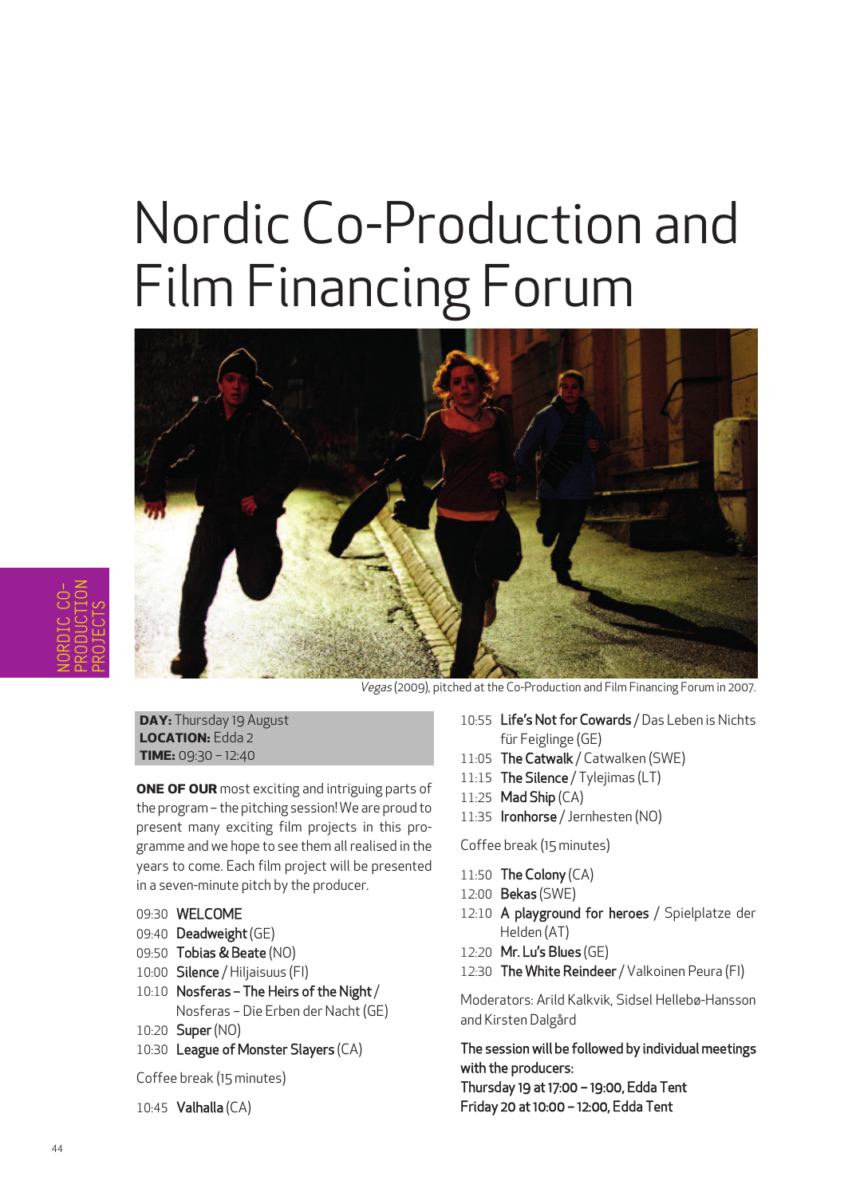# Nordic Co-Production and Film Financing Forum

*Vegas* (2009), pitched at the Co-Production and Film Financing Forum in 2007.

**DAY:** Thursday 19 August
**LOCATION:** Edda 2
**TIME:** 09:30 – 12:40

**ONE OF OUR** most exciting and intriguing parts of the program – the pitching session! We are proud to present many exciting film projects in this programme and we hope to see them all realised in the years to come. Each film project will be presented in a seven-minute pitch by the producer.

09:30 WELCOME
09:40 Deadweight (GE)
09:50 Tobias & Beate (NO)
10:00 Silence / Hiljaisuus (FI)
10:10 Nosferas – The Heirs of the Night / Nosferas – Die Erben der Nacht (GE)
10:20 Super (NO)
10:30 League of Monster Slayers (CA)

Coffee break (15 minutes)

10:45 Valhalla (CA)
10:55 Life's Not for Cowards / Das Leben is Nichts für Feiglinge (GE)
11:05 The Catwalk / Catwalken (SWE)
11:15 The Silence / Tylejimas (LT)
11:25 Mad Ship (CA)
11:35 Ironhorse / Jernhesten (NO)

Coffee break (15 minutes)

11:50 The Colony (CA)
12:00 Bekas (SWE)
12:10 A playground for heroes / Spielplatze der Helden (AT)
12:20 Mr. Lu's Blues (GE)
12:30 The White Reindeer / Valkoinen Peura (FI)

Moderators: Arild Kalkvik, Sidsel Hellebø-Hansson and Kirsten Dalgård

The session will be followed by individual meetings with the producers:
Thursday 19 at 17:00 – 19:00, Edda Tent
Friday 20 at 10:00 – 12:00, Edda Tent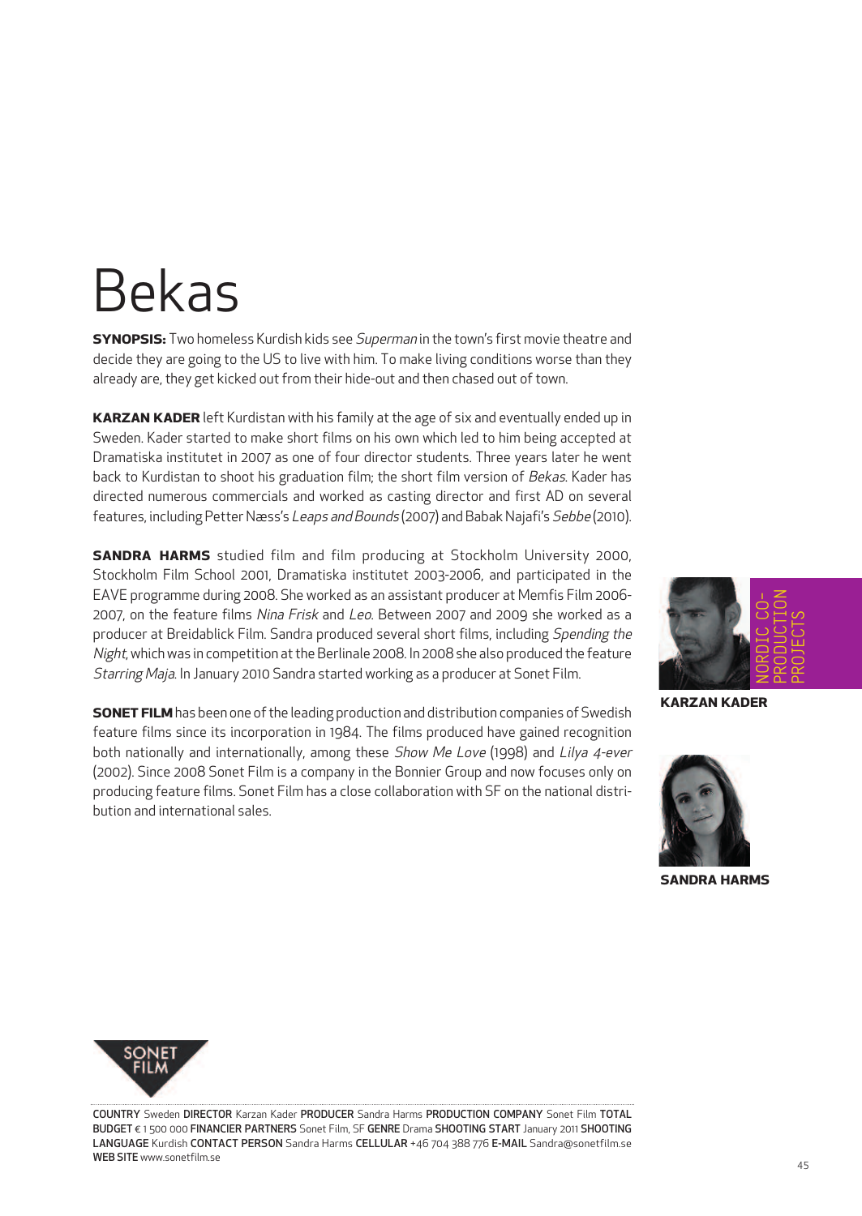# Bekas

**SYNOPSIS:** Two homeless Kurdish kids see *Superman* in the town's first movie theatre and decide they are going to the US to live with him. To make living conditions worse than they already are, they get kicked out from their hide-out and then chased out of town.

**KARZAN KADER** left Kurdistan with his family at the age of six and eventually ended up in Sweden. Kader started to make short films on his own which led to him being accepted at Dramatiska institutet in 2007 as one of four director students. Three years later he went back to Kurdistan to shoot his graduation film; the short film version of *Bekas*. Kader has directed numerous commercials and worked as casting director and first AD on several features, including Petter Næss's *Leaps and Bounds* (2007) and Babak Najafi's *Sebbe* (2010).

**SANDRA HARMS** studied film and film producing at Stockholm University 2000, Stockholm Film School 2001, Dramatiska institutet 2003-2006, and participated in the EAVE programme during 2008. She worked as an assistant producer at Memfis Film 2006-2007, on the feature films *Nina Frisk* and *Leo*. Between 2007 and 2009 she worked as a producer at Breidablick Film. Sandra produced several short films, including *Spending the Night*, which was in competition at the Berlinale 2008. In 2008 she also produced the feature *Starring Maja*. In January 2010 Sandra started working as a producer at Sonet Film.

**SONET FILM** has been one of the leading production and distribution companies of Swedish feature films since its incorporation in 1984. The films produced have gained recognition both nationally and internationally, among these *Show Me Love* (1998) and *Lilya 4-ever* (2002). Since 2008 Sonet Film is a company in the Bonnier Group and now focuses only on producing feature films. Sonet Film has a close collaboration with SF on the national distribution and international sales.

NORDIC CO-PRODUCTION PROJECTS

**KARZAN KADER**

**SANDRA HARMS**

**COUNTRY** Sweden **DIRECTOR** Karzan Kader **PRODUCER** Sandra Harms **PRODUCTION COMPANY** Sonet Film **TOTAL BUDGET** € 1 500 000 **FINANCIER PARTNERS** Sonet Film, SF **GENRE** Drama **SHOOTING START** January 2011 **SHOOTING LANGUAGE** Kurdish **CONTACT PERSON** Sandra Harms **CELLULAR** +46 704 388 776 **E-MAIL** Sandra@sonetfilm.se **WEB SITE** www.sonetfilm.se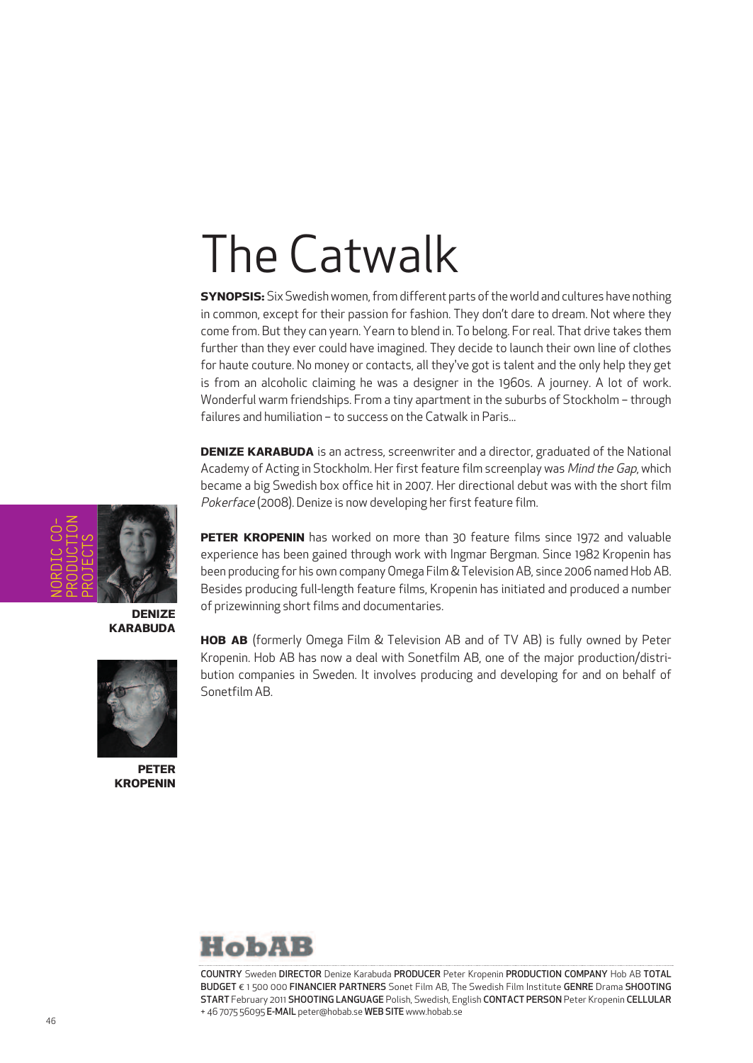# The Catwalk

**SYNOPSIS:** Six Swedish women, from different parts of the world and cultures have nothing in common, except for their passion for fashion. They don't dare to dream. Not where they come from. But they can yearn. Yearn to blend in. To belong. For real. That drive takes them further than they ever could have imagined. They decide to launch their own line of clothes for haute couture. No money or contacts, all they've got is talent and the only help they get is from an alcoholic claiming he was a designer in the 1960s. A journey. A lot of work. Wonderful warm friendships. From a tiny apartment in the suburbs of Stockholm – through failures and humiliation – to success on the Catwalk in Paris...

NORDIC CO-PRODUCTION PROJECTS

DENIZE KARABUDA

PETER KROPENIN

**DENIZE KARABUDA** is an actress, screenwriter and a director, graduated of the National Academy of Acting in Stockholm. Her first feature film screenplay was *Mind the Gap*, which became a big Swedish box office hit in 2007. Her directional debut was with the short film *Pokerface* (2008). Denize is now developing her first feature film.

**PETER KROPENIN** has worked on more than 30 feature films since 1972 and valuable experience has been gained through work with Ingmar Bergman. Since 1982 Kropenin has been producing for his own company Omega Film & Television AB, since 2006 named Hob AB. Besides producing full-length feature films, Kropenin has initiated and produced a number of prizewinning short films and documentaries.

**HOB AB** (formerly Omega Film & Television AB and of TV AB) is fully owned by Peter Kropenin. Hob AB has now a deal with Sonetfilm AB, one of the major production/distribution companies in Sweden. It involves producing and developing for and on behalf of Sonetfilm AB.

HobAB

**COUNTRY** Sweden **DIRECTOR** Denize Karabuda **PRODUCER** Peter Kropenin **PRODUCTION COMPANY** Hob AB **TOTAL BUDGET** € 1 500 000 **FINANCIER PARTNERS** Sonet Film AB, The Swedish Film Institute **GENRE** Drama **SHOOTING START** February 2011 **SHOOTING LANGUAGE** Polish, Swedish, English **CONTACT PERSON** Peter Kropenin **CELLULAR** + 46 7075 56095 **E-MAIL** peter@hobab.se **WEB SITE** www.hobab.se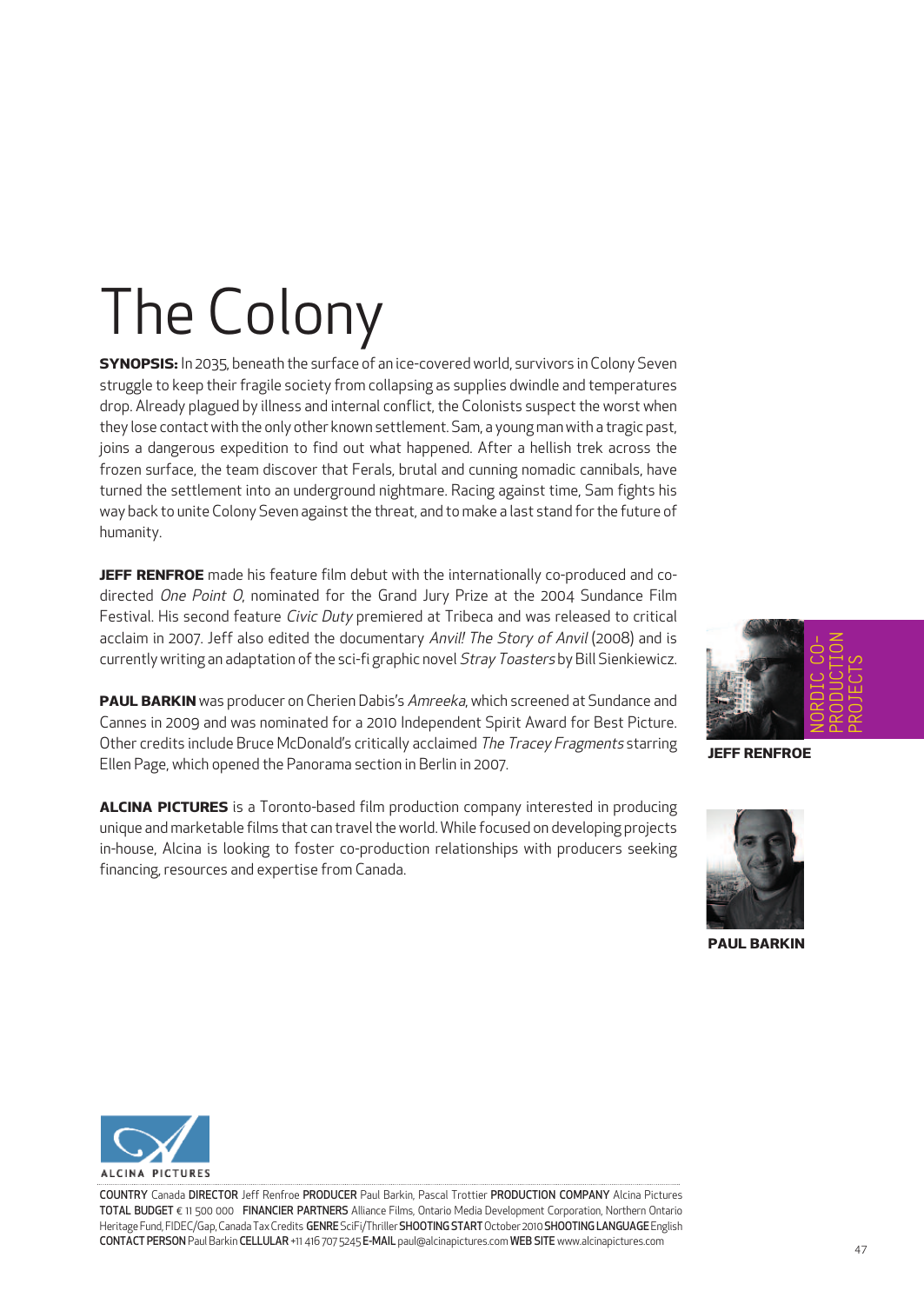# The Colony

**SYNOPSIS:** In 2035, beneath the surface of an ice-covered world, survivors in Colony Seven struggle to keep their fragile society from collapsing as supplies dwindle and temperatures drop. Already plagued by illness and internal conflict, the Colonists suspect the worst when they lose contact with the only other known settlement. Sam, a young man with a tragic past, joins a dangerous expedition to find out what happened. After a hellish trek across the frozen surface, the team discover that Ferals, brutal and cunning nomadic cannibals, have turned the settlement into an underground nightmare. Racing against time, Sam fights his way back to unite Colony Seven against the threat, and to make a last stand for the future of humanity.

**JEFF RENFROE** made his feature film debut with the internationally co-produced and co-directed *One Point O*, nominated for the Grand Jury Prize at the 2004 Sundance Film Festival. His second feature *Civic Duty* premiered at Tribeca and was released to critical acclaim in 2007. Jeff also edited the documentary *Anvil! The Story of Anvil* (2008) and is currently writing an adaptation of the sci-fi graphic novel *Stray Toasters* by Bill Sienkiewicz.

**PAUL BARKIN** was producer on Cherien Dabis's *Amreeka*, which screened at Sundance and Cannes in 2009 and was nominated for a 2010 Independent Spirit Award for Best Picture. Other credits include Bruce McDonald's critically acclaimed *The Tracey Fragments* starring Ellen Page, which opened the Panorama section in Berlin in 2007.

**ALCINA PICTURES** is a Toronto-based film production company interested in producing unique and marketable films that can travel the world. While focused on developing projects in-house, Alcina is looking to foster co-production relationships with producers seeking financing, resources and expertise from Canada.

NORDIC CO-PRODUCTION PROJECTS

**JEFF RENFROE**

**PAUL BARKIN**

ALCINA PICTURES

**COUNTRY** Canada **DIRECTOR** Jeff Renfroe **PRODUCER** Paul Barkin, Pascal Trottier **PRODUCTION COMPANY** Alcina Pictures **TOTAL BUDGET** € 11 500 000 **FINANCIER PARTNERS** Alliance Films, Ontario Media Development Corporation, Northern Ontario Heritage Fund, FIDEC/Gap, Canada Tax Credits **GENRE** SciFi/Thriller **SHOOTING START** October 2010 **SHOOTING LANGUAGE** English **CONTACT PERSON** Paul Barkin **CELLULAR** +11 416 707 5245 **E-MAIL** paul@alcinapictures.com **WEB SITE** www.alcinapictures.com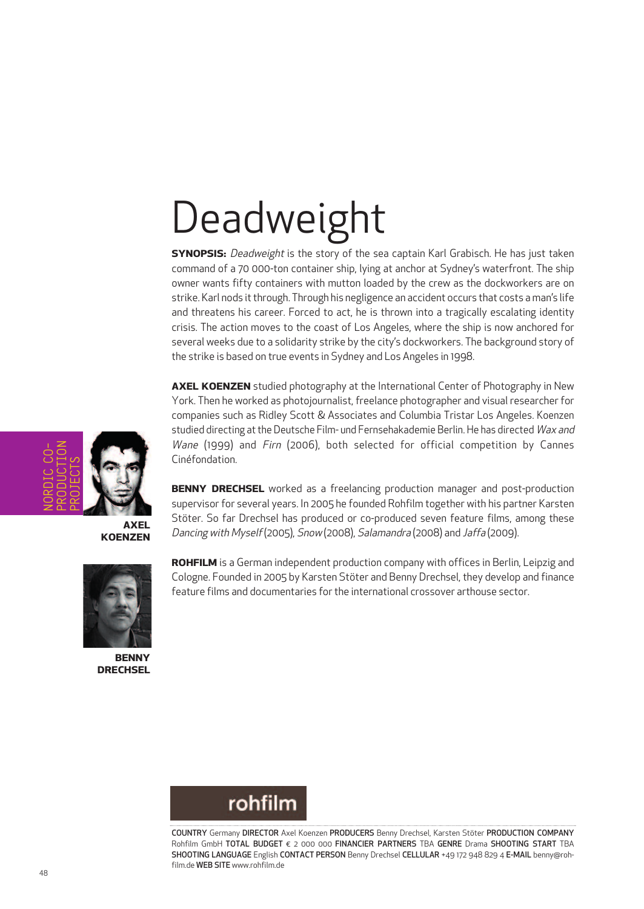# Deadweight

**SYNOPSIS:** *Deadweight* is the story of the sea captain Karl Grabisch. He has just taken command of a 70 000-ton container ship, lying at anchor at Sydney's waterfront. The ship owner wants fifty containers with mutton loaded by the crew as the dockworkers are on strike. Karl nods it through. Through his negligence an accident occurs that costs a man's life and threatens his career. Forced to act, he is thrown into a tragically escalating identity crisis. The action moves to the coast of Los Angeles, where the ship is now anchored for several weeks due to a solidarity strike by the city's dockworkers. The background story of the strike is based on true events in Sydney and Los Angeles in 1998.

**AXEL KOENZEN** studied photography at the International Center of Photography in New York. Then he worked as photojournalist, freelance photographer and visual researcher for companies such as Ridley Scott & Associates and Columbia Tristar Los Angeles. Koenzen studied directing at the Deutsche Film- und Fernsehakademie Berlin. He has directed *Wax and Wane* (1999) and *Firn* (2006), both selected for official competition by Cannes Cinéfondation.

**BENNY DRECHSEL** worked as a freelancing production manager and post-production supervisor for several years. In 2005 he founded Rohfilm together with his partner Karsten Stöter. So far Drechsel has produced or co-produced seven feature films, among these *Dancing with Myself* (2005), *Snow* (2008), *Salamandra* (2008) and *Jaffa* (2009).

**ROHFILM** is a German independent production company with offices in Berlin, Leipzig and Cologne. Founded in 2005 by Karsten Stöter and Benny Drechsel, they develop and finance feature films and documentaries for the international crossover arthouse sector.

NORDIC CO-PRODUCTION PROJECTS

**AXEL KOENZEN**

**BENNY DRECHSEL**

rohfilm

**COUNTRY** Germany **DIRECTOR** Axel Koenzen **PRODUCERS** Benny Drechsel, Karsten Stöter **PRODUCTION COMPANY** Rohfilm GmbH **TOTAL BUDGET** € 2 000 000 **FINANCIER PARTNERS** TBA **GENRE** Drama **SHOOTING START** TBA **SHOOTING LANGUAGE** English **CONTACT PERSON** Benny Drechsel **CELLULAR** +49 172 948 829 4 **E-MAIL** benny@rohfilm.de **WEB SITE** www.rohfilm.de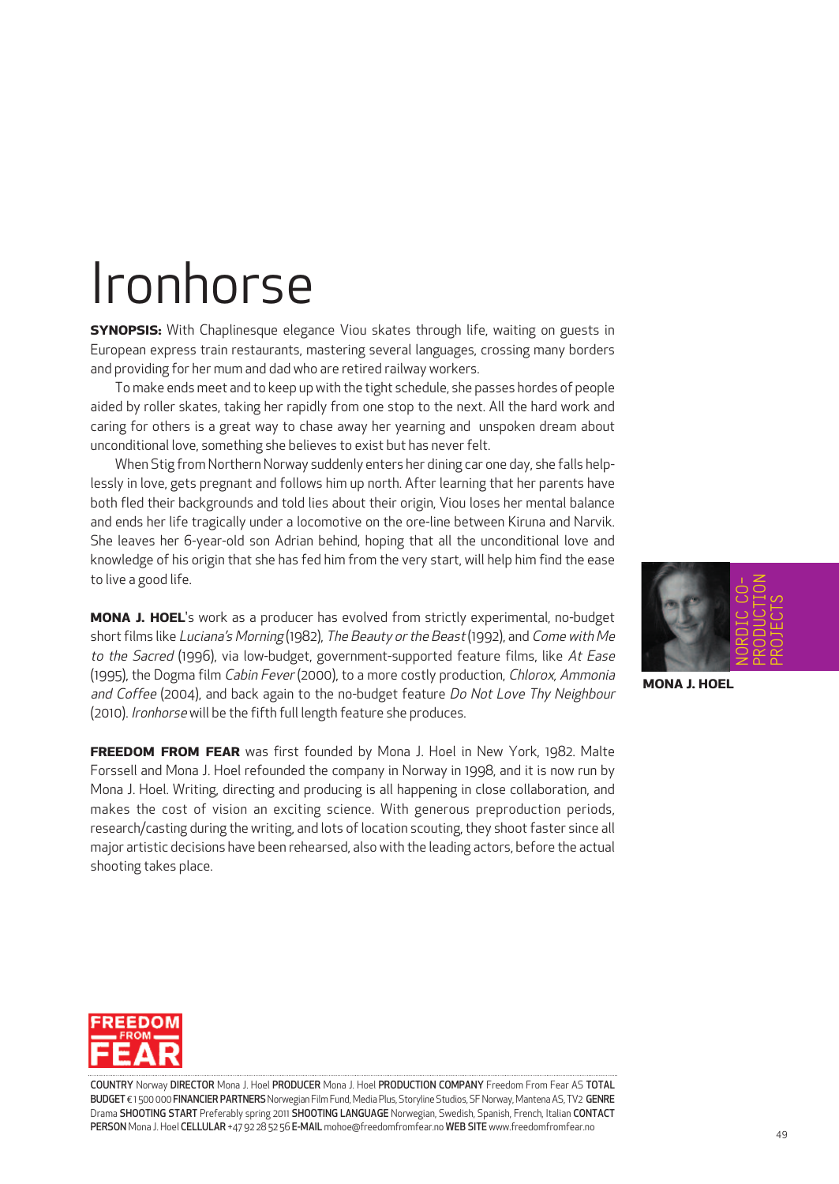# Ironhorse

**SYNOPSIS:** With Chaplinesque elegance Viou skates through life, waiting on guests in European express train restaurants, mastering several languages, crossing many borders and providing for her mum and dad who are retired railway workers.

To make ends meet and to keep up with the tight schedule, she passes hordes of people aided by roller skates, taking her rapidly from one stop to the next. All the hard work and caring for others is a great way to chase away her yearning and unspoken dream about unconditional love, something she believes to exist but has never felt.

When Stig from Northern Norway suddenly enters her dining car one day, she falls helplessly in love, gets pregnant and follows him up north. After learning that her parents have both fled their backgrounds and told lies about their origin, Viou loses her mental balance and ends her life tragically under a locomotive on the ore-line between Kiruna and Narvik. She leaves her 6-year-old son Adrian behind, hoping that all the unconditional love and knowledge of his origin that she has fed him from the very start, will help him find the ease to live a good life.

**MONA J. HOEL**'s work as a producer has evolved from strictly experimental, no-budget short films like *Luciana's Morning* (1982), *The Beauty or the Beast* (1992), and *Come with Me to the Sacred* (1996), via low-budget, government-supported feature films, like *At Ease* (1995), the Dogma film *Cabin Fever* (2000), to a more costly production, *Chlorox, Ammonia and Coffee* (2004), and back again to the no-budget feature *Do Not Love Thy Neighbour* (2010). *Ironhorse* will be the fifth full length feature she produces.

**FREEDOM FROM FEAR** was first founded by Mona J. Hoel in New York, 1982. Malte Forssell and Mona J. Hoel refounded the company in Norway in 1998, and it is now run by Mona J. Hoel. Writing, directing and producing is all happening in close collaboration, and makes the cost of vision an exciting science. With generous preproduction periods, research/casting during the writing, and lots of location scouting, they shoot faster since all major artistic decisions have been rehearsed, also with the leading actors, before the actual shooting takes place.

NORDIC CO-PRODUCTION PROJECTS

**MONA J. HOEL**

**COUNTRY** Norway **DIRECTOR** Mona J. Hoel **PRODUCER** Mona J. Hoel **PRODUCTION COMPANY** Freedom From Fear AS **TOTAL BUDGET** € 1 500 000 **FINANCIER PARTNERS** Norwegian Film Fund, Media Plus, Storyline Studios, SF Norway, Mantena AS, TV2 **GENRE** Drama **SHOOTING START** Preferably spring 2011 **SHOOTING LANGUAGE** Norwegian, Swedish, Spanish, French, Italian **CONTACT PERSON** Mona J. Hoel **CELLULAR** +47 92 28 52 56 **E-MAIL** mohoe@freedomfromfear.no **WEB SITE** www.freedomfromfear.no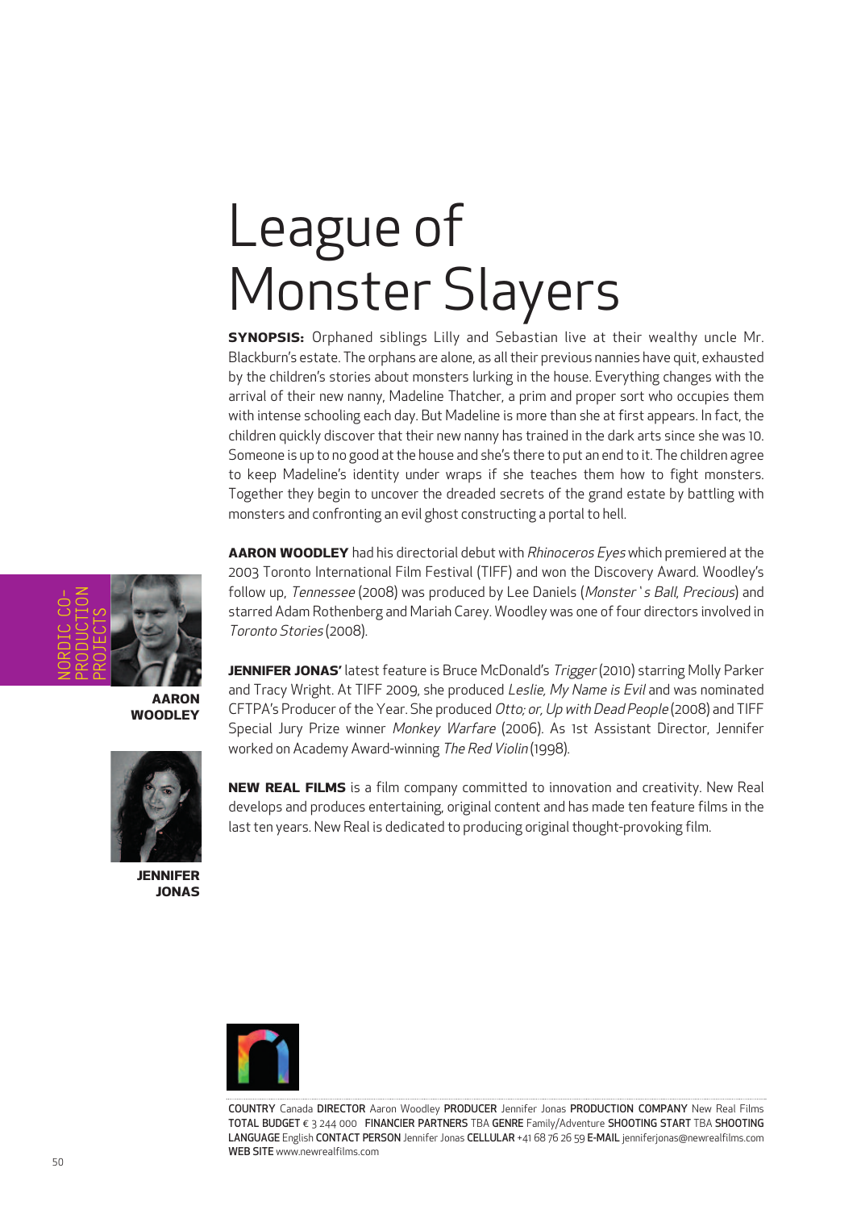# League of Monster Slayers

**SYNOPSIS:** Orphaned siblings Lilly and Sebastian live at their wealthy uncle Mr. Blackburn's estate. The orphans are alone, as all their previous nannies have quit, exhausted by the children's stories about monsters lurking in the house. Everything changes with the arrival of their new nanny, Madeline Thatcher, a prim and proper sort who occupies them with intense schooling each day. But Madeline is more than she at first appears. In fact, the children quickly discover that their new nanny has trained in the dark arts since she was 10. Someone is up to no good at the house and she's there to put an end to it. The children agree to keep Madeline's identity under wraps if she teaches them how to fight monsters. Together they begin to uncover the dreaded secrets of the grand estate by battling with monsters and confronting an evil ghost constructing a portal to hell.

NORDIC CO-PRODUCTION PROJECTS

**AARON WOODLEY**

**JENNIFER JONAS**

**AARON WOODLEY** had his directorial debut with *Rhinoceros Eyes* which premiered at the 2003 Toronto International Film Festival (TIFF) and won the Discovery Award. Woodley's follow up, *Tennessee* (2008) was produced by Lee Daniels (*Monster's Ball*, *Precious*) and starred Adam Rothenberg and Mariah Carey. Woodley was one of four directors involved in *Toronto Stories* (2008).

**JENNIFER JONAS'** latest feature is Bruce McDonald's *Trigger* (2010) starring Molly Parker and Tracy Wright. At TIFF 2009, she produced *Leslie, My Name is Evil* and was nominated CFTPA's Producer of the Year. She produced *Otto; or, Up with Dead People* (2008) and TIFF Special Jury Prize winner *Monkey Warfare* (2006). As 1st Assistant Director, Jennifer worked on Academy Award-winning *The Red Violin* (1998).

**NEW REAL FILMS** is a film company committed to innovation and creativity. New Real develops and produces entertaining, original content and has made ten feature films in the last ten years. New Real is dedicated to producing original thought-provoking film.

**COUNTRY** Canada **DIRECTOR** Aaron Woodley **PRODUCER** Jennifer Jonas **PRODUCTION COMPANY** New Real Films **TOTAL BUDGET** € 3 244 000 **FINANCIER PARTNERS** TBA **GENRE** Family/Adventure **SHOOTING START** TBA **SHOOTING LANGUAGE** English **CONTACT PERSON** Jennifer Jonas **CELLULAR** +41 68 76 26 59 **E-MAIL** jenniferjonas@newrealfilms.com **WEB SITE** www.newrealfilms.com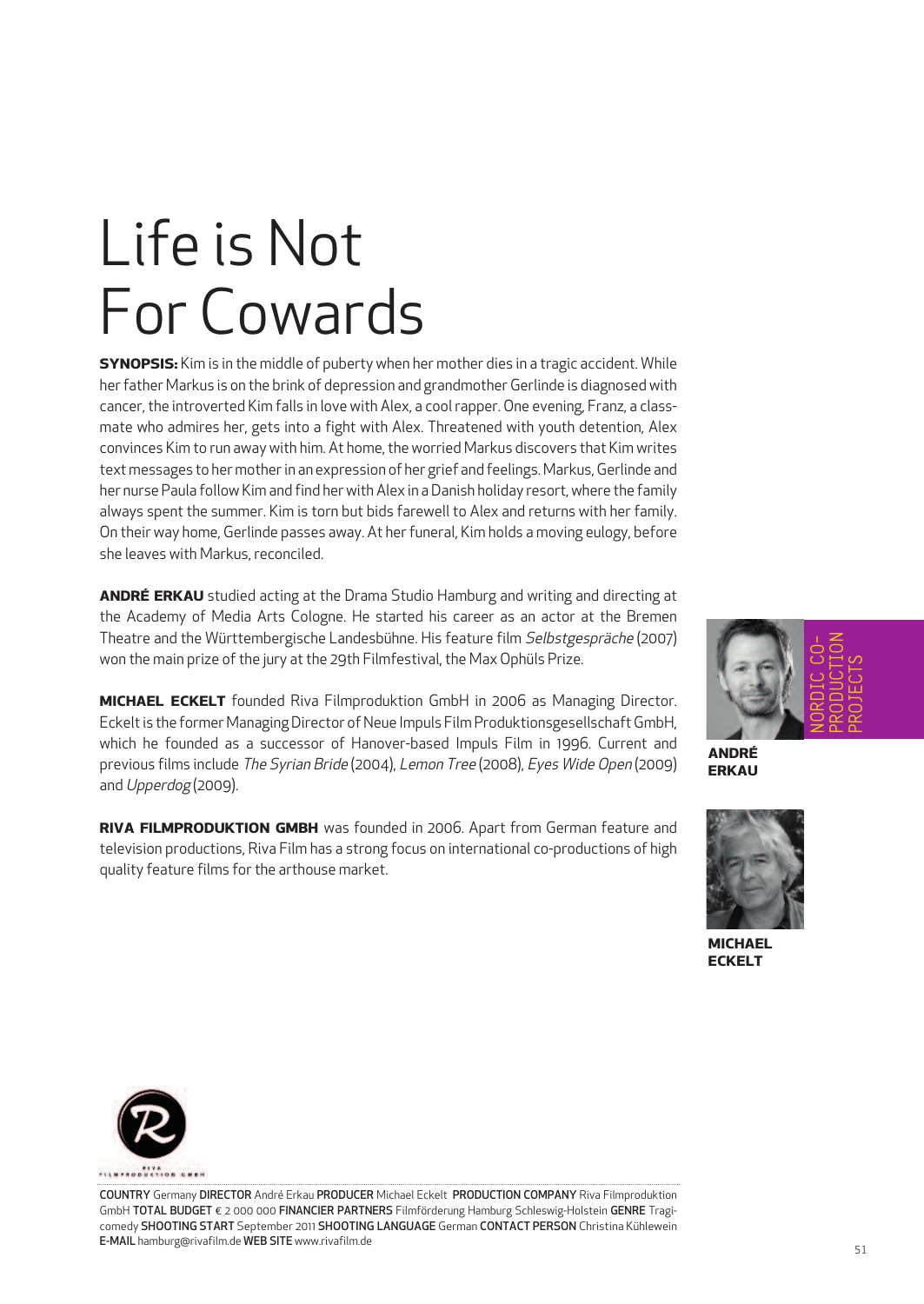# Life is Not For Cowards

**SYNOPSIS:** Kim is in the middle of puberty when her mother dies in a tragic accident. While her father Markus is on the brink of depression and grandmother Gerlinde is diagnosed with cancer, the introverted Kim falls in love with Alex, a cool rapper. One evening, Franz, a classmate who admires her, gets into a fight with Alex. Threatened with youth detention, Alex convinces Kim to run away with him. At home, the worried Markus discovers that Kim writes text messages to her mother in an expression of her grief and feelings. Markus, Gerlinde and her nurse Paula follow Kim and find her with Alex in a Danish holiday resort, where the family always spent the summer. Kim is torn but bids farewell to Alex and returns with her family. On their way home, Gerlinde passes away. At her funeral, Kim holds a moving eulogy, before she leaves with Markus, reconciled.

**ANDRÉ ERKAU** studied acting at the Drama Studio Hamburg and writing and directing at the Academy of Media Arts Cologne. He started his career as an actor at the Bremen Theatre and the Württembergische Landesbühne. His feature film *Selbstgespräche* (2007) won the main prize of the jury at the 29th Filmfestival, the Max Ophüls Prize.

**MICHAEL ECKELT** founded Riva Filmproduktion GmbH in 2006 as Managing Director. Eckelt is the former Managing Director of Neue Impuls Film Produktionsgesellschaft GmbH, which he founded as a successor of Hanover-based Impuls Film in 1996. Current and previous films include *The Syrian Bride* (2004), *Lemon Tree* (2008), *Eyes Wide Open* (2009) and *Upperdog* (2009).

**RIVA FILMPRODUKTION GMBH** was founded in 2006. Apart from German feature and television productions, Riva Film has a strong focus on international co-productions of high quality feature films for the arthouse market.

NORDIC CO-PRODUCTION PROJECTS

**ANDRÉ ERKAU**

**MICHAEL ECKELT**

RIVA FILMPRODUKTION GMBH

**COUNTRY** Germany **DIRECTOR** André Erkau **PRODUCER** Michael Eckelt **PRODUCTION COMPANY** Riva Filmproduktion GmbH **TOTAL BUDGET** € 2 000 000 **FINANCIER PARTNERS** Filmförderung Hamburg Schleswig-Holstein **GENRE** Tragicomedy **SHOOTING START** September 2011 **SHOOTING LANGUAGE** German **CONTACT PERSON** Christina Kühlewein **E-MAIL** hamburg@rivafilm.de **WEB SITE** www.rivafilm.de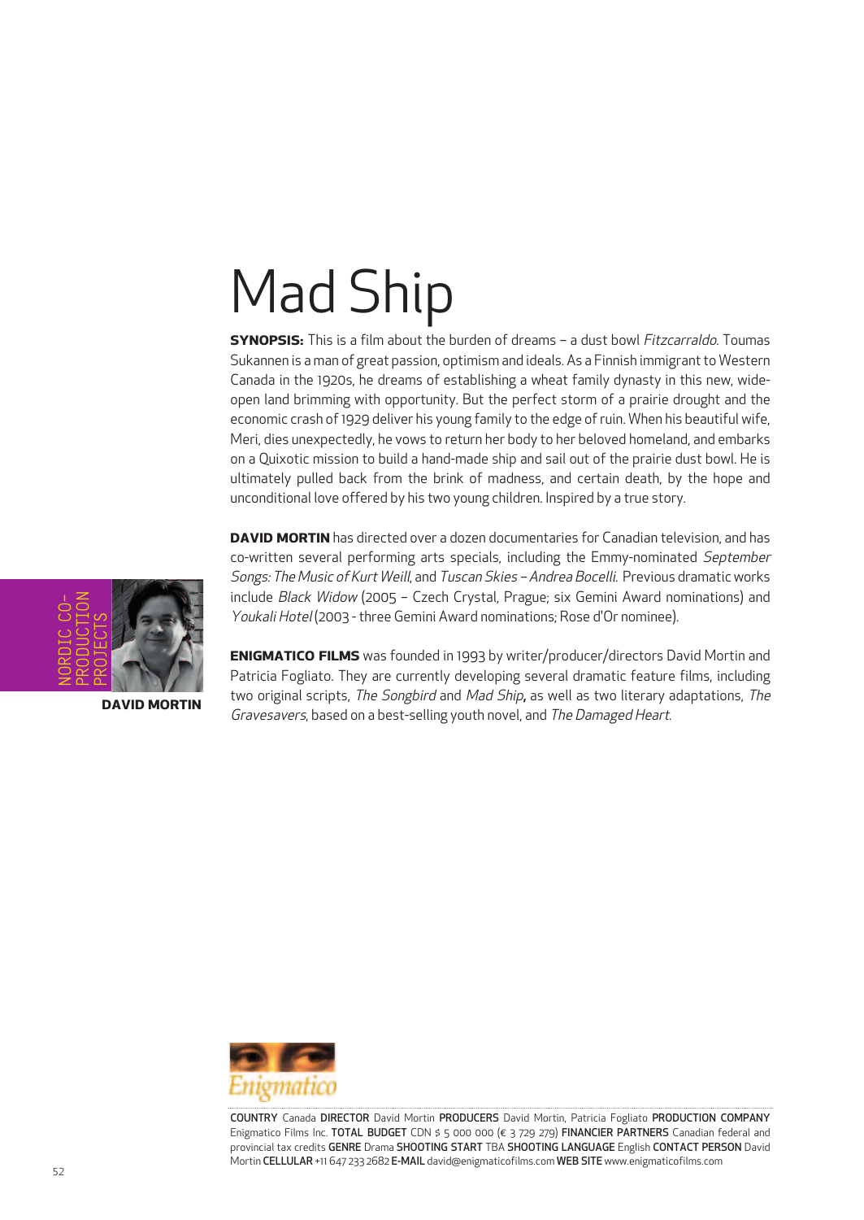# Mad Ship

**SYNOPSIS:** This is a film about the burden of dreams – a dust bowl *Fitzcarraldo*. Toumas Sukannen is a man of great passion, optimism and ideals. As a Finnish immigrant to Western Canada in the 1920s, he dreams of establishing a wheat family dynasty in this new, wide-open land brimming with opportunity. But the perfect storm of a prairie drought and the economic crash of 1929 deliver his young family to the edge of ruin. When his beautiful wife, Meri, dies unexpectedly, he vows to return her body to her beloved homeland, and embarks on a Quixotic mission to build a hand-made ship and sail out of the prairie dust bowl. He is ultimately pulled back from the brink of madness, and certain death, by the hope and unconditional love offered by his two young children. Inspired by a true story.

NORDIC CO-PRODUCTION PROJECTS

**DAVID MORTIN**

**DAVID MORTIN** has directed over a dozen documentaries for Canadian television, and has co-written several performing arts specials, including the Emmy-nominated *September Songs: The Music of Kurt Weill*, and *Tuscan Skies – Andrea Bocelli*. Previous dramatic works include *Black Widow* (2005 – Czech Crystal, Prague; six Gemini Award nominations) and *Youkali Hotel* (2003 - three Gemini Award nominations; Rose d'Or nominee).

**ENIGMATICO FILMS** was founded in 1993 by writer/producer/directors David Mortin and Patricia Fogliato. They are currently developing several dramatic feature films, including two original scripts, *The Songbird* and *Mad Ship*, as well as two literary adaptations, *The Gravesavers*, based on a best-selling youth novel, and *The Damaged Heart*.

Enigmatico

**COUNTRY** Canada **DIRECTOR** David Mortin **PRODUCERS** David Mortin, Patricia Fogliato **PRODUCTION COMPANY** Enigmatico Films Inc. **TOTAL BUDGET** CDN $ 5 000 000 (€ 3 729 279) **FINANCIER PARTNERS** Canadian federal and provincial tax credits **GENRE** Drama **SHOOTING START** TBA **SHOOTING LANGUAGE** English **CONTACT PERSON** David Mortin **CELLULAR** +11 647 233 2682 **E-MAIL** david@enigmaticofilms.com **WEB SITE** www.enigmaticofilms.com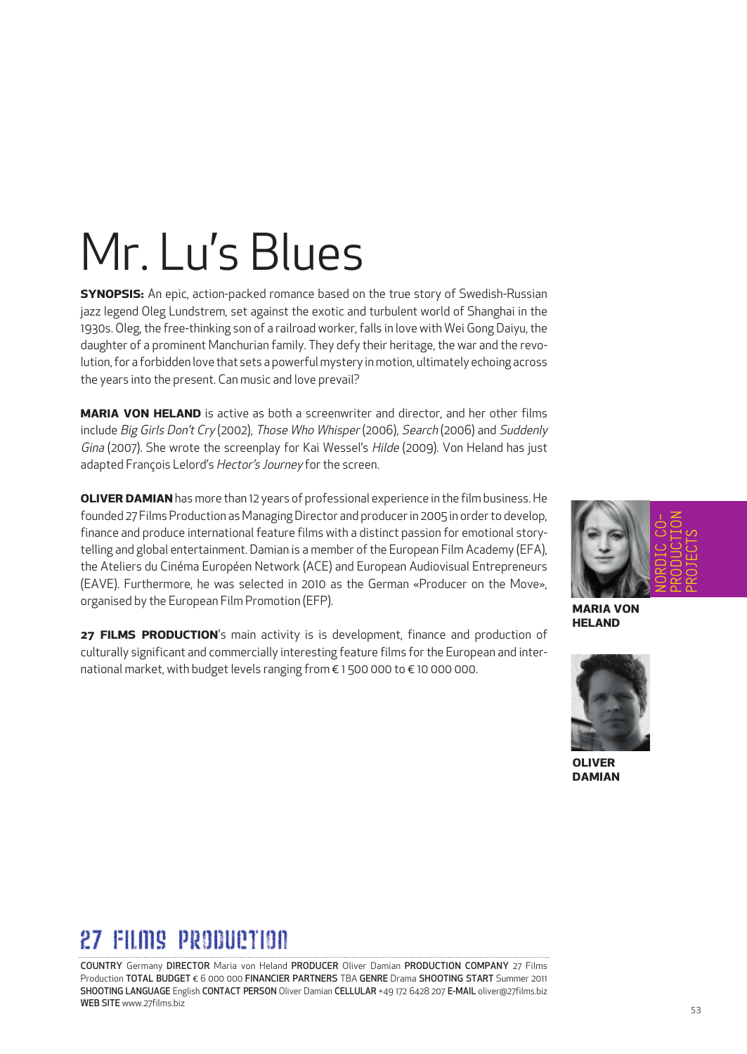# Mr. Lu's Blues

**SYNOPSIS:** An epic, action-packed romance based on the true story of Swedish-Russian jazz legend Oleg Lundstrem, set against the exotic and turbulent world of Shanghai in the 1930s. Oleg, the free-thinking son of a railroad worker, falls in love with Wei Gong Daiyu, the daughter of a prominent Manchurian family. They defy their heritage, the war and the revolution, for a forbidden love that sets a powerful mystery in motion, ultimately echoing across the years into the present. Can music and love prevail?

**MARIA VON HELAND** is active as both a screenwriter and director, and her other films include *Big Girls Don't Cry* (2002), *Those Who Whisper* (2006), *Search* (2006) and *Suddenly Gina* (2007). She wrote the screenplay for Kai Wessel's *Hilde* (2009). Von Heland has just adapted François Lelord's *Hector's Journey* for the screen.

**OLIVER DAMIAN** has more than 12 years of professional experience in the film business. He founded 27 Films Production as Managing Director and producer in 2005 in order to develop, finance and produce international feature films with a distinct passion for emotional storytelling and global entertainment. Damian is a member of the European Film Academy (EFA), the Ateliers du Cinéma Européen Network (ACE) and European Audiovisual Entrepreneurs (EAVE). Furthermore, he was selected in 2010 as the German «Producer on the Move», organised by the European Film Promotion (EFP).

**27 FILMS PRODUCTION**'s main activity is is development, finance and production of culturally significant and commercially interesting feature films for the European and international market, with budget levels ranging from € 1 500 000 to € 10 000 000.

NORDIC CO-PRODUCTION PROJECTS

**MARIA VON HELAND**

**OLIVER DAMIAN**

27 FILMS PRODUCTION

**COUNTRY** Germany **DIRECTOR** Maria von Heland **PRODUCER** Oliver Damian **PRODUCTION COMPANY** 27 Films Production **TOTAL BUDGET** € 6 000 000 **FINANCIER PARTNERS** TBA **GENRE** Drama **SHOOTING START** Summer 2011 **SHOOTING LANGUAGE** English **CONTACT PERSON** Oliver Damian **CELLULAR** +49 172 6428 207 **E-MAIL** oliver@27films.biz **WEB SITE** www.27films.biz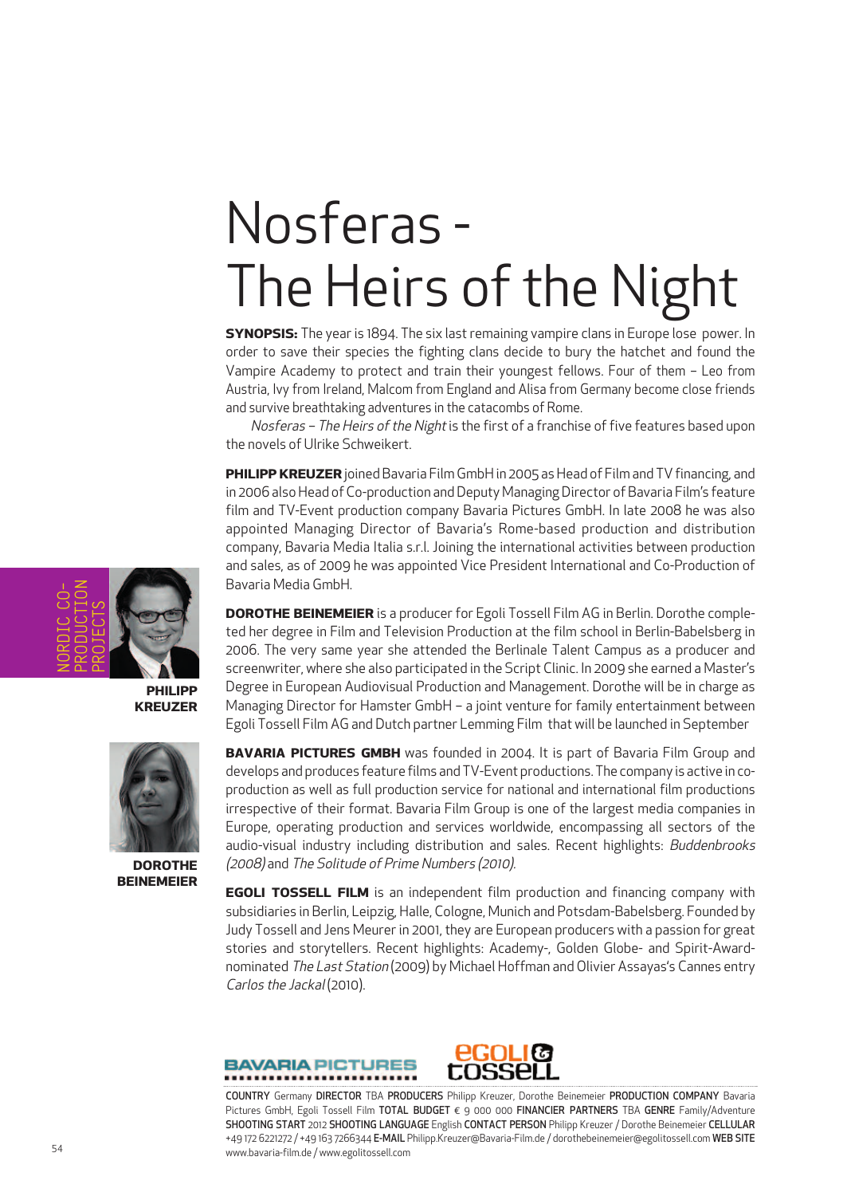# Nosferas - The Heirs of the Night

**SYNOPSIS:** The year is 1894. The six last remaining vampire clans in Europe lose power. In order to save their species the fighting clans decide to bury the hatchet and found the Vampire Academy to protect and train their youngest fellows. Four of them – Leo from Austria, Ivy from Ireland, Malcom from England and Alisa from Germany become close friends and survive breathtaking adventures in the catacombs of Rome.

*Nosferas – The Heirs of the Night* is the first of a franchise of five features based upon the novels of Ulrike Schweikert.

**PHILIPP KREUZER** joined Bavaria Film GmbH in 2005 as Head of Film and TV financing, and in 2006 also Head of Co-production and Deputy Managing Director of Bavaria Film's feature film and TV-Event production company Bavaria Pictures GmbH. In late 2008 he was also appointed Managing Director of Bavaria's Rome-based production and distribution company, Bavaria Media Italia s.r.l. Joining the international activities between production and sales, as of 2009 he was appointed Vice President International and Co-Production of Bavaria Media GmbH.

**DOROTHE BEINEMEIER** is a producer for Egoli Tossell Film AG in Berlin. Dorothe completed her degree in Film and Television Production at the film school in Berlin-Babelsberg in 2006. The very same year she attended the Berlinale Talent Campus as a producer and screenwriter, where she also participated in the Script Clinic. In 2009 she earned a Master's Degree in European Audiovisual Production and Management. Dorothe will be in charge as Managing Director for Hamster GmbH – a joint venture for family entertainment between Egoli Tossell Film AG and Dutch partner Lemming Film that will be launched in September

**BAVARIA PICTURES GMBH** was founded in 2004. It is part of Bavaria Film Group and develops and produces feature films and TV-Event productions. The company is active in co-production as well as full production service for national and international film productions irrespective of their format. Bavaria Film Group is one of the largest media companies in Europe, operating production and services worldwide, encompassing all sectors of the audio-visual industry including distribution and sales. Recent highlights: *Buddenbrooks (2008)* and *The Solitude of Prime Numbers (2010)*.

**EGOLI TOSSELL FILM** is an independent film production and financing company with subsidiaries in Berlin, Leipzig, Halle, Cologne, Munich and Potsdam-Babelsberg. Founded by Judy Tossell and Jens Meurer in 2001, they are European producers with a passion for great stories and storytellers. Recent highlights: Academy-, Golden Globe- and Spirit-Award-nominated *The Last Station* (2009) by Michael Hoffman and Olivier Assayas's Cannes entry *Carlos the Jackal* (2010).

NORDIC CO-PRODUCTION PROJECTS

**PHILIPP KREUZER**

**DOROTHE BEINEMEIER**

BAVARIA PICTURES

eGOLI & tOSSeLL

**COUNTRY** Germany **DIRECTOR** TBA **PRODUCERS** Philipp Kreuzer, Dorothe Beinemeier **PRODUCTION COMPANY** Bavaria Pictures GmbH, Egoli Tossell Film **TOTAL BUDGET** € 9 000 000 **FINANCIER PARTNERS** TBA **GENRE** Family/Adventure **SHOOTING START** 2012 **SHOOTING LANGUAGE** English **CONTACT PERSON** Philipp Kreuzer / Dorothe Beinemeier **CELLULAR** +49 172 6221272 / +49 163 7266344 **E-MAIL** Philipp.Kreuzer@Bavaria-Film.de / dorothebeinemeier@egolitossell.com **WEB SITE** www.bavaria-film.de / www.egolitossell.com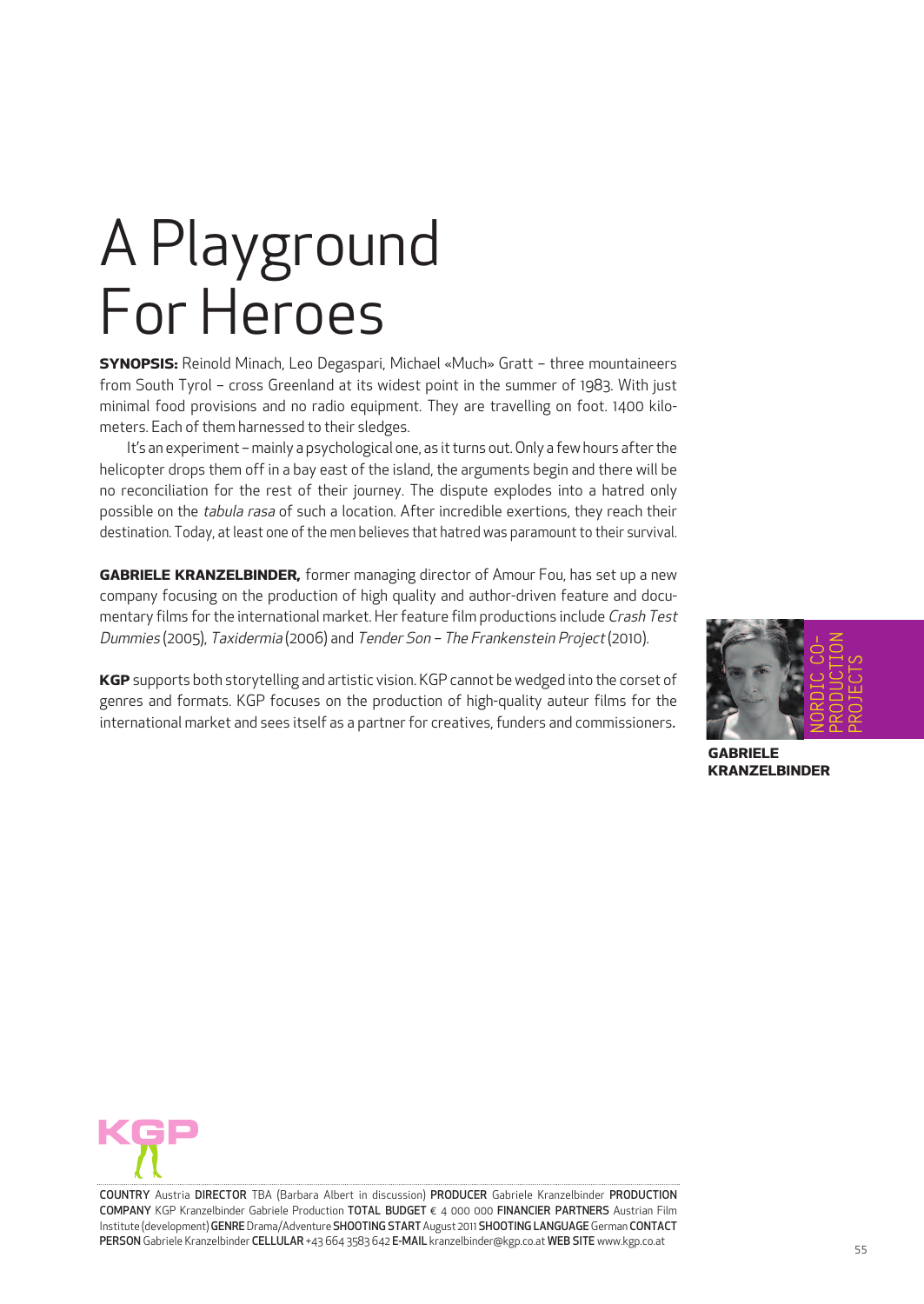# A Playground For Heroes

**SYNOPSIS:** Reinold Minach, Leo Degaspari, Michael «Much» Gratt – three mountaineers from South Tyrol – cross Greenland at its widest point in the summer of 1983. With just minimal food provisions and no radio equipment. They are travelling on foot. 1400 kilometers. Each of them harnessed to their sledges.

It's an experiment – mainly a psychological one, as it turns out. Only a few hours after the helicopter drops them off in a bay east of the island, the arguments begin and there will be no reconciliation for the rest of their journey. The dispute explodes into a hatred only possible on the *tabula rasa* of such a location. After incredible exertions, they reach their destination. Today, at least one of the men believes that hatred was paramount to their survival.

**GABRIELE KRANZELBINDER,** former managing director of Amour Fou, has set up a new company focusing on the production of high quality and author-driven feature and documentary films for the international market. Her feature film productions include *Crash Test Dummies* (2005), *Taxidermia* (2006) and *Tender Son – The Frankenstein Project* (2010).

**KGP** supports both storytelling and artistic vision. KGP cannot be wedged into the corset of genres and formats. KGP focuses on the production of high-quality auteur films for the international market and sees itself as a partner for creatives, funders and commissioners.

NORDIC CO-PRODUCTION PROJECTS

**GABRIELE KRANZELBINDER**

KGP

**COUNTRY** Austria **DIRECTOR** TBA (Barbara Albert in discussion) **PRODUCER** Gabriele Kranzelbinder **PRODUCTION COMPANY** KGP Kranzelbinder Gabriele Production **TOTAL BUDGET** € 4 000 000 **FINANCIER PARTNERS** Austrian Film Institute (development) **GENRE** Drama/Adventure **SHOOTING START** August 2011 **SHOOTING LANGUAGE** German **CONTACT PERSON** Gabriele Kranzelbinder **CELLULAR** +43 664 3583 642 **E-MAIL** kranzelbinder@kgp.co.at **WEB SITE** www.kgp.co.at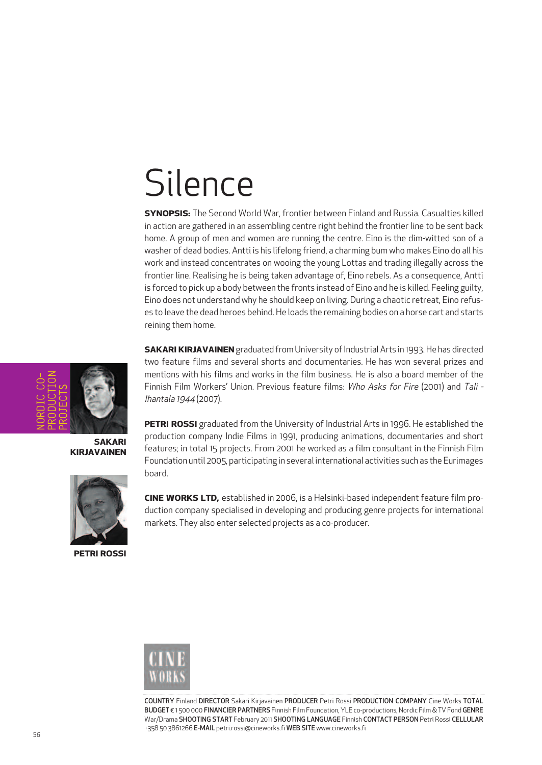# Silence

**SYNOPSIS:** The Second World War, frontier between Finland and Russia. Casualties killed in action are gathered in an assembling centre right behind the frontier line to be sent back home. A group of men and women are running the centre. Eino is the dim-witted son of a washer of dead bodies. Antti is his lifelong friend, a charming bum who makes Eino do all his work and instead concentrates on wooing the young Lottas and trading illegally across the frontier line. Realising he is being taken advantage of, Eino rebels. As a consequence, Antti is forced to pick up a body between the fronts instead of Eino and he is killed. Feeling guilty, Eino does not understand why he should keep on living. During a chaotic retreat, Eino refuses to leave the dead heroes behind. He loads the remaining bodies on a horse cart and starts reining them home.

NORDIC CO-PRODUCTION PROJECTS

**SAKARI KIRJAVAINEN**

**SAKARI KIRJAVAINEN** graduated from University of Industrial Arts in 1993. He has directed two feature films and several shorts and documentaries. He has won several prizes and mentions with his films and works in the film business. He is also a board member of the Finnish Film Workers' Union. Previous feature films: *Who Asks for Fire* (2001) and *Tali - Ihantala 1944* (2007).

**PETRI ROSSI**

**PETRI ROSSI** graduated from the University of Industrial Arts in 1996. He established the production company Indie Films in 1991, producing animations, documentaries and short features; in total 15 projects. From 2001 he worked as a film consultant in the Finnish Film Foundation until 2005, participating in several international activities such as the Eurimages board.

**CINE WORKS LTD,** established in 2006, is a Helsinki-based independent feature film production company specialised in developing and producing genre projects for international markets. They also enter selected projects as a co-producer.

CINE WORKS

**COUNTRY** Finland **DIRECTOR** Sakari Kirjavainen **PRODUCER** Petri Rossi **PRODUCTION COMPANY** Cine Works **TOTAL BUDGET** € 1 500 000 **FINANCIER PARTNERS** Finnish Film Foundation, YLE co-productions, Nordic Film & TV Fond **GENRE** War/Drama **SHOOTING START** February 2011 **SHOOTING LANGUAGE** Finnish **CONTACT PERSON** Petri Rossi **CELLULAR** +358 50 3861266 **E-MAIL** petri.rossi@cineworks.fi **WEB SITE** www.cineworks.fi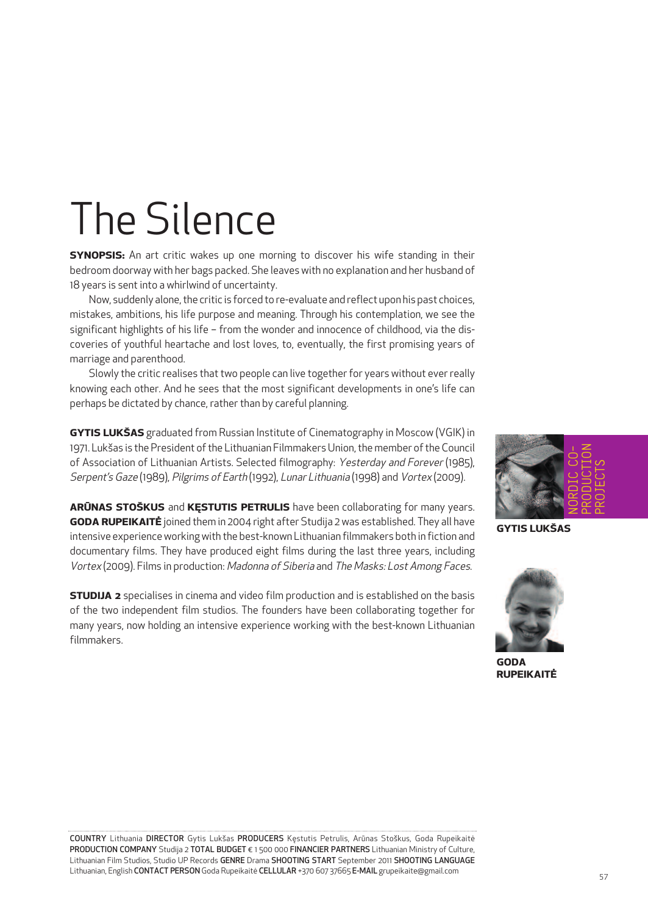# The Silence

**SYNOPSIS:** An art critic wakes up one morning to discover his wife standing in their bedroom doorway with her bags packed. She leaves with no explanation and her husband of 18 years is sent into a whirlwind of uncertainty.

Now, suddenly alone, the critic is forced to re-evaluate and reflect upon his past choices, mistakes, ambitions, his life purpose and meaning. Through his contemplation, we see the significant highlights of his life – from the wonder and innocence of childhood, via the discoveries of youthful heartache and lost loves, to, eventually, the first promising years of marriage and parenthood.

Slowly the critic realises that two people can live together for years without ever really knowing each other. And he sees that the most significant developments in one's life can perhaps be dictated by chance, rather than by careful planning.

**GYTIS LUKŠAS** graduated from Russian Institute of Cinematography in Moscow (VGIK) in 1971. Lukšas is the President of the Lithuanian Filmmakers Union, the member of the Council of Association of Lithuanian Artists. Selected filmography: *Yesterday and Forever* (1985), *Serpent's Gaze* (1989), *Pilgrims of Earth* (1992), *Lunar Lithuania* (1998) and *Vortex* (2009).

**ARŪNAS STOŠKUS** and **KĘSTUTIS PETRULIS** have been collaborating for many years. **GODA RUPEIKAITĖ** joined them in 2004 right after Studija 2 was established. They all have intensive experience working with the best-known Lithuanian filmmakers both in fiction and documentary films. They have produced eight films during the last three years, including *Vortex* (2009). Films in production: *Madonna of Siberia* and *The Masks: Lost Among Faces*.

**STUDIJA 2** specialises in cinema and video film production and is established on the basis of the two independent film studios. The founders have been collaborating together for many years, now holding an intensive experience working with the best-known Lithuanian filmmakers.

NORDIC CO-PRODUCTION PROJECTS

**GYTIS LUKŠAS**

**GODA RUPEIKAITĖ**

**COUNTRY** Lithuania **DIRECTOR** Gytis Lukšas **PRODUCERS** Kęstutis Petrulis, Arūnas Stoškus, Goda Rupeikaitė **PRODUCTION COMPANY** Studija 2 **TOTAL BUDGET** € 1 500 000 **FINANCIER PARTNERS** Lithuanian Ministry of Culture, Lithuanian Film Studios, Studio UP Records **GENRE** Drama **SHOOTING START** September 2011 **SHOOTING LANGUAGE** Lithuanian, English **CONTACT PERSON** Goda Rupeikaitė **CELLULAR** +370 607 37665 **E-MAIL** grupeikaite@gmail.com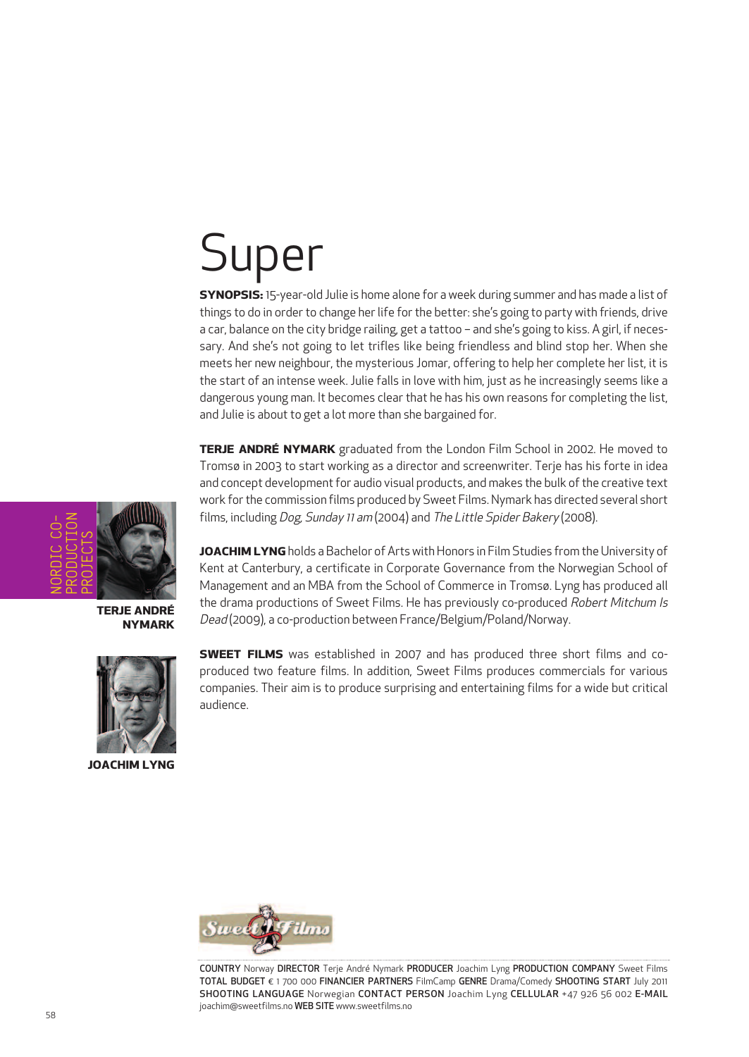# Super

**SYNOPSIS:** 15-year-old Julie is home alone for a week during summer and has made a list of things to do in order to change her life for the better: she's going to party with friends, drive a car, balance on the city bridge railing, get a tattoo – and she's going to kiss. A girl, if necessary. And she's not going to let trifles like being friendless and blind stop her. When she meets her new neighbour, the mysterious Jomar, offering to help her complete her list, it is the start of an intense week. Julie falls in love with him, just as he increasingly seems like a dangerous young man. It becomes clear that he has his own reasons for completing the list, and Julie is about to get a lot more than she bargained for.

NORDIC CO-PRODUCTION PROJECTS

**TERJE ANDRÉ NYMARK**

**JOACHIM LYNG**

**TERJE ANDRÉ NYMARK** graduated from the London Film School in 2002. He moved to Tromsø in 2003 to start working as a director and screenwriter. Terje has his forte in idea and concept development for audio visual products, and makes the bulk of the creative text work for the commission films produced by Sweet Films. Nymark has directed several short films, including *Dog, Sunday 11 am* (2004) and *The Little Spider Bakery* (2008).

**JOACHIM LYNG** holds a Bachelor of Arts with Honors in Film Studies from the University of Kent at Canterbury, a certificate in Corporate Governance from the Norwegian School of Management and an MBA from the School of Commerce in Tromsø. Lyng has produced all the drama productions of Sweet Films. He has previously co-produced *Robert Mitchum Is Dead* (2009), a co-production between France/Belgium/Poland/Norway.

**SWEET FILMS** was established in 2007 and has produced three short films and co-produced two feature films. In addition, Sweet Films produces commercials for various companies. Their aim is to produce surprising and entertaining films for a wide but critical audience.

COUNTRY Norway DIRECTOR Terje André Nymark PRODUCER Joachim Lyng PRODUCTION COMPANY Sweet Films TOTAL BUDGET € 1 700 000 FINANCIER PARTNERS FilmCamp GENRE Drama/Comedy SHOOTING START July 2011 SHOOTING LANGUAGE Norwegian CONTACT PERSON Joachim Lyng CELLULAR +47 926 56 002 E-MAIL joachim@sweetfilms.no WEB SITE www.sweetfilms.no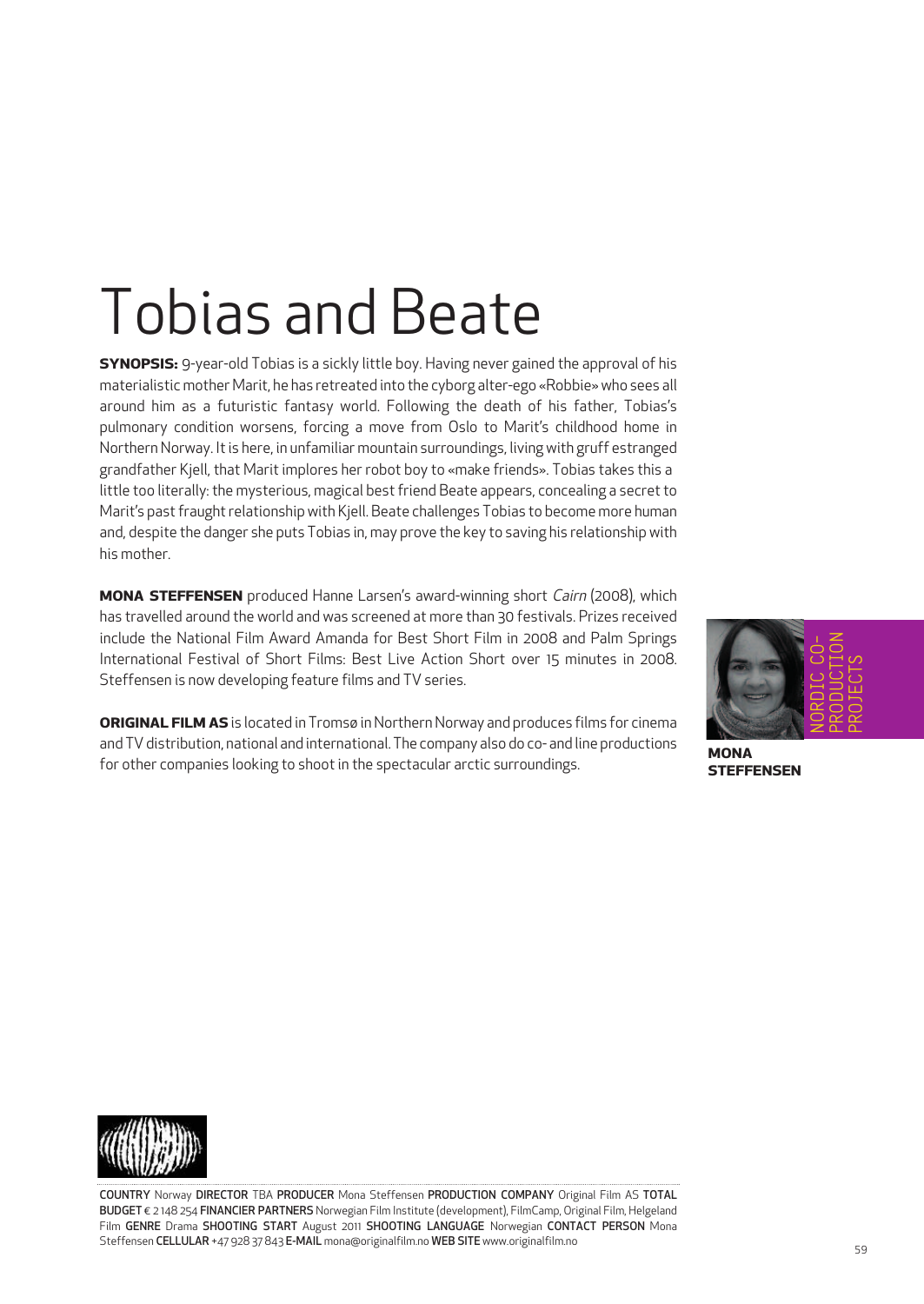# Tobias and Beate

**SYNOPSIS:** 9-year-old Tobias is a sickly little boy. Having never gained the approval of his materialistic mother Marit, he has retreated into the cyborg alter-ego «Robbie» who sees all around him as a futuristic fantasy world. Following the death of his father, Tobias's pulmonary condition worsens, forcing a move from Oslo to Marit's childhood home in Northern Norway. It is here, in unfamiliar mountain surroundings, living with gruff estranged grandfather Kjell, that Marit implores her robot boy to «make friends». Tobias takes this a little too literally: the mysterious, magical best friend Beate appears, concealing a secret to Marit's past fraught relationship with Kjell. Beate challenges Tobias to become more human and, despite the danger she puts Tobias in, may prove the key to saving his relationship with his mother.

**MONA STEFFENSEN** produced Hanne Larsen's award-winning short *Cairn* (2008), which has travelled around the world and was screened at more than 30 festivals. Prizes received include the National Film Award Amanda for Best Short Film in 2008 and Palm Springs International Festival of Short Films: Best Live Action Short over 15 minutes in 2008. Steffensen is now developing feature films and TV series.

**ORIGINAL FILM AS** is located in Tromsø in Northern Norway and produces films for cinema and TV distribution, national and international. The company also do co- and line productions for other companies looking to shoot in the spectacular arctic surroundings.

NORDIC CO-PRODUCTION PROJECTS

**MONA STEFFENSEN**

COUNTRY Norway DIRECTOR TBA PRODUCER Mona Steffensen PRODUCTION COMPANY Original Film AS TOTAL BUDGET € 2 148 254 FINANCIER PARTNERS Norwegian Film Institute (development), FilmCamp, Original Film, Helgeland Film GENRE Drama SHOOTING START August 2011 SHOOTING LANGUAGE Norwegian CONTACT PERSON Mona Steffensen CELLULAR +47 928 37 843 E-MAIL mona@originalfilm.no WEB SITE www.originalfilm.no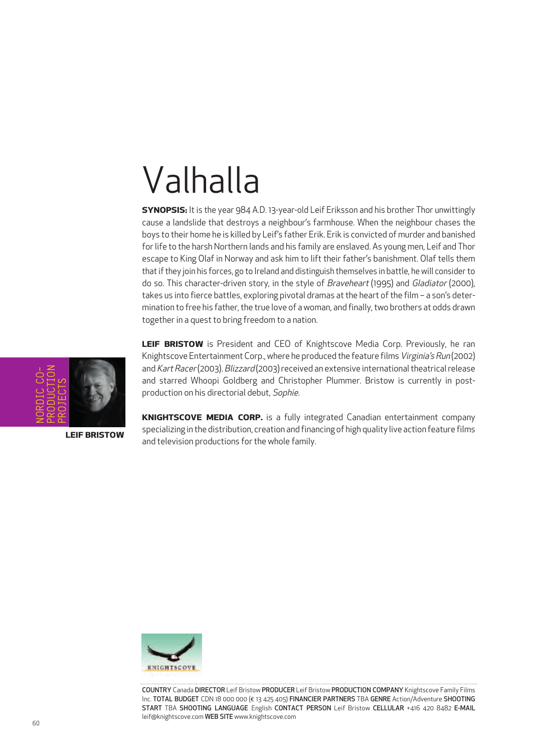# Valhalla

**SYNOPSIS:** It is the year 984 A.D. 13-year-old Leif Eriksson and his brother Thor unwittingly cause a landslide that destroys a neighbour's farmhouse. When the neighbour chases the boys to their home he is killed by Leif's father Erik. Erik is convicted of murder and banished for life to the harsh Northern lands and his family are enslaved. As young men, Leif and Thor escape to King Olaf in Norway and ask him to lift their father's banishment. Olaf tells them that if they join his forces, go to Ireland and distinguish themselves in battle, he will consider to do so. This character-driven story, in the style of *Braveheart* (1995) and *Gladiator* (2000), takes us into fierce battles, exploring pivotal dramas at the heart of the film – a son's determination to free his father, the true love of a woman, and finally, two brothers at odds drawn together in a quest to bring freedom to a nation.

NORDIC CO-PRODUCTION PROJECTS

**LEIF BRISTOW**

**LEIF BRISTOW** is President and CEO of Knightscove Media Corp. Previously, he ran Knightscove Entertainment Corp., where he produced the feature films *Virginia's Run* (2002) and *Kart Racer* (2003). *Blizzard* (2003) received an extensive international theatrical release and starred Whoopi Goldberg and Christopher Plummer. Bristow is currently in post-production on his directorial debut, *Sophie*.

**KNIGHTSCOVE MEDIA CORP.** is a fully integrated Canadian entertainment company specializing in the distribution, creation and financing of high quality live action feature films and television productions for the whole family.

KNIGHTSCOVE

**COUNTRY** Canada **DIRECTOR** Leif Bristow **PRODUCER** Leif Bristow **PRODUCTION COMPANY** Knightscove Family Films Inc. **TOTAL BUDGET** CDN 18 000 000 (€ 13 425 405) **FINANCIER PARTNERS** TBA **GENRE** Action/Adventure **SHOOTING START** TBA **SHOOTING LANGUAGE** English **CONTACT PERSON** Leif Bristow **CELLULAR** +416 420 8482 **E-MAIL** leif@knightscove.com **WEB SITE** www.knightscove.com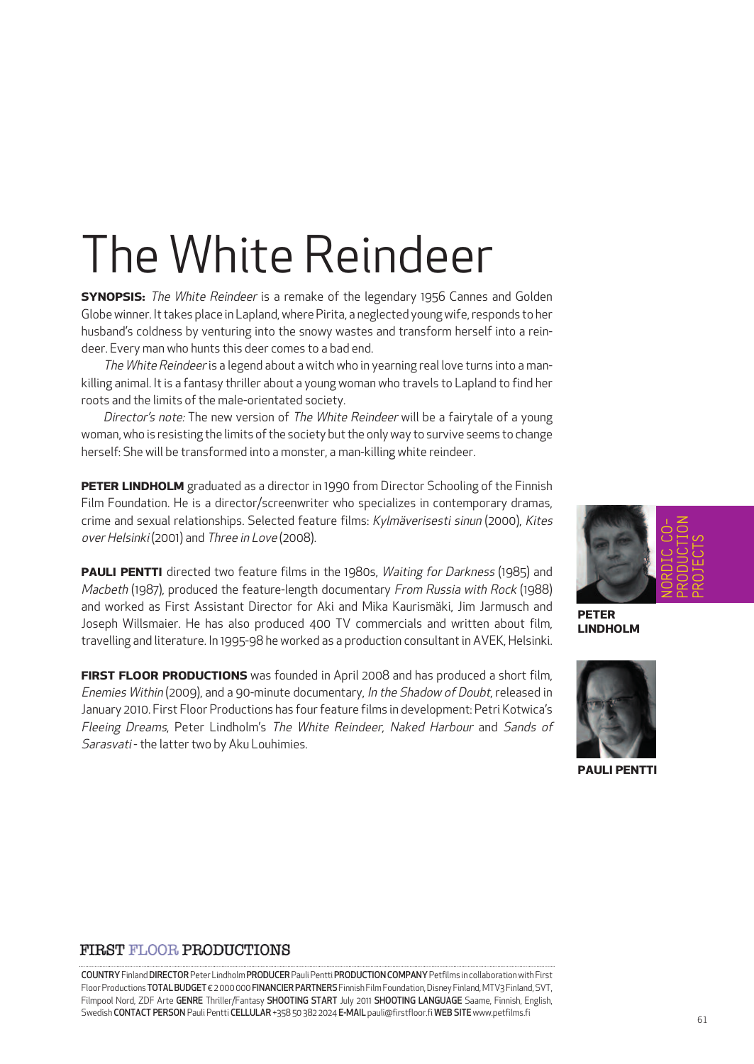# The White Reindeer

**SYNOPSIS:** *The White Reindeer* is a remake of the legendary 1956 Cannes and Golden Globe winner. It takes place in Lapland, where Pirita, a neglected young wife, responds to her husband's coldness by venturing into the snowy wastes and transform herself into a reindeer. Every man who hunts this deer comes to a bad end.

*The White Reindeer* is a legend about a witch who in yearning real love turns into a man-killing animal. It is a fantasy thriller about a young woman who travels to Lapland to find her roots and the limits of the male-orientated society.

*Director's note:* The new version of *The White Reindeer* will be a fairytale of a young woman, who is resisting the limits of the society but the only way to survive seems to change herself: She will be transformed into a monster, a man-killing white reindeer.

**PETER LINDHOLM** graduated as a director in 1990 from Director Schooling of the Finnish Film Foundation. He is a director/screenwriter who specializes in contemporary dramas, crime and sexual relationships. Selected feature films: *Kylmäverisesti sinun* (2000), *Kites over Helsinki* (2001) and *Three in Love* (2008).

**PAULI PENTTI** directed two feature films in the 1980s, *Waiting for Darkness* (1985) and *Macbeth* (1987), produced the feature-length documentary *From Russia with Rock* (1988) and worked as First Assistant Director for Aki and Mika Kaurismäki, Jim Jarmusch and Joseph Willsmaier. He has also produced 400 TV commercials and written about film, travelling and literature. In 1995-98 he worked as a production consultant in AVEK, Helsinki.

**FIRST FLOOR PRODUCTIONS** was founded in April 2008 and has produced a short film, *Enemies Within* (2009), and a 90-minute documentary, *In the Shadow of Doubt*, released in January 2010. First Floor Productions has four feature films in development: Petri Kotwica's *Fleeing Dreams*, Peter Lindholm's *The White Reindeer, Naked Harbour* and *Sands of Sarasvati* - the latter two by Aku Louhimies.

NORDIC CO-PRODUCTION PROJECTS

**PETER LINDHOLM**

**PAULI PENTTI**

FIRST FLOOR PRODUCTIONS

**COUNTRY** Finland **DIRECTOR** Peter Lindholm **PRODUCER** Pauli Pentti **PRODUCTION COMPANY** Petfilms in collaboration with First Floor Productions **TOTAL BUDGET** € 2 000 000 **FINANCIER PARTNERS** Finnish Film Foundation, Disney Finland, MTV3 Finland, SVT, Filmpool Nord, ZDF Arte **GENRE** Thriller/Fantasy **SHOOTING START** July 2011 **SHOOTING LANGUAGE** Saame, Finnish, English, Swedish **CONTACT PERSON** Pauli Pentti **CELLULAR** +358 50 382 2024 **E-MAIL** pauli@firstfloor.fi **WEB SITE** www.petfilms.fi